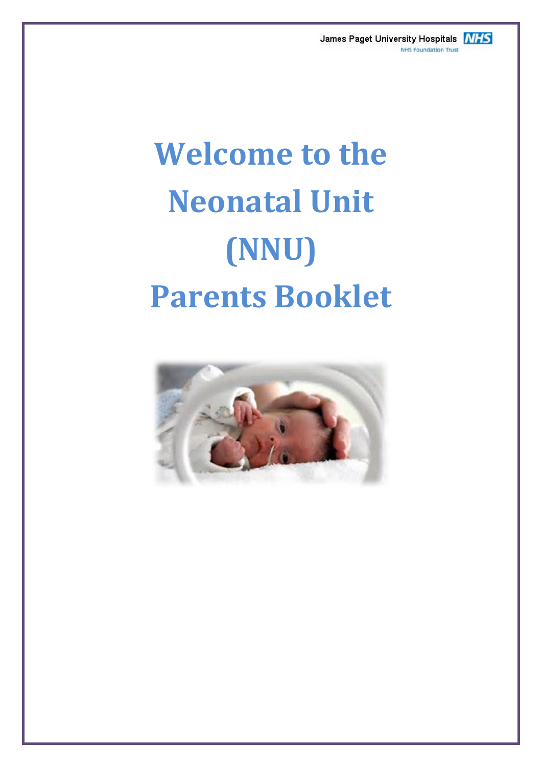James Paget University Hospitals NHS Foundation Trust

# Welcome to the Neonatal Unit (NNU) Parents Booklet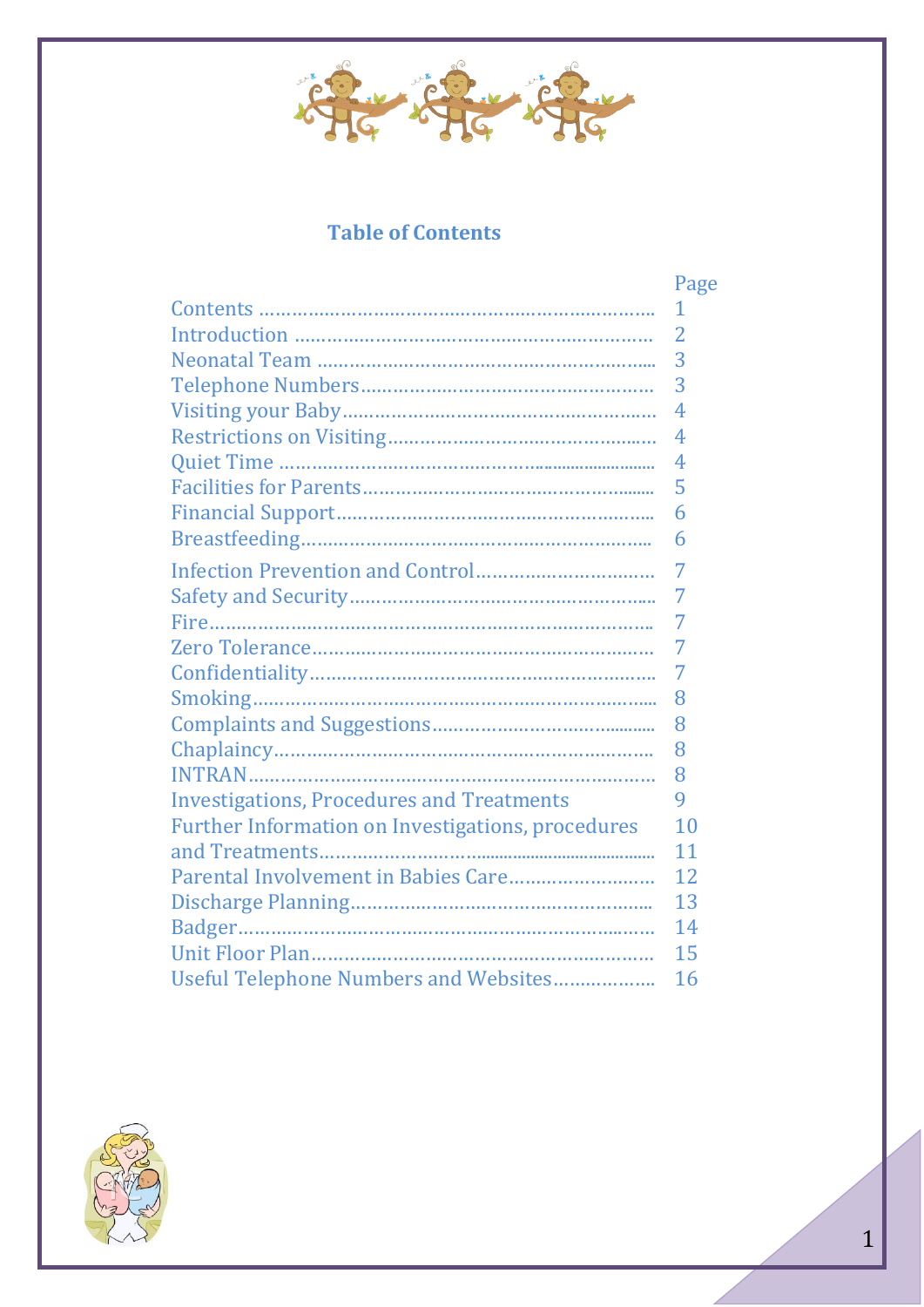## Table of Contents

| | Page |
|---|---|
| Contents | 1 |
| Introduction | 2 |
| Neonatal Team | 3 |
| Telephone Numbers | 3 |
| Visiting your Baby | 4 |
| Restrictions on Visiting | 4 |
| Quiet Time | 4 |
| Facilities for Parents | 5 |
| Financial Support | 6 |
| Breastfeeding | 6 |
| Infection Prevention and Control | 7 |
| Safety and Security | 7 |
| Fire | 7 |
| Zero Tolerance | 7 |
| Confidentiality | 7 |
| Smoking | 8 |
| Complaints and Suggestions | 8 |
| Chaplaincy | 8 |
| INTRAN | 8 |
| Investigations, Procedures and Treatments | 9 |
| Further Information on Investigations, procedures and Treatments | 10<br>11 |
| Parental Involvement in Babies Care | 12 |
| Discharge Planning | 13 |
| Badger | 14 |
| Unit Floor Plan | 15 |
| Useful Telephone Numbers and Websites | 16 |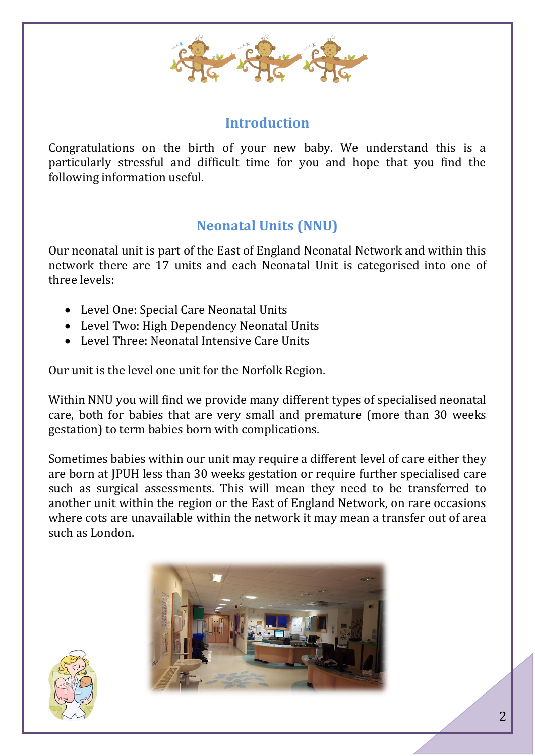## Introduction

Congratulations on the birth of your new baby. We understand this is a particularly stressful and difficult time for you and hope that you find the following information useful.

## Neonatal Units (NNU)

Our neonatal unit is part of the East of England Neonatal Network and within this network there are 17 units and each Neonatal Unit is categorised into one of three levels:

- Level One: Special Care Neonatal Units
- Level Two: High Dependency Neonatal Units
- Level Three: Neonatal Intensive Care Units

Our unit is the level one unit for the Norfolk Region.

Within NNU you will find we provide many different types of specialised neonatal care, both for babies that are very small and premature (more than 30 weeks gestation) to term babies born with complications.

Sometimes babies within our unit may require a different level of care either they are born at JPUH less than 30 weeks gestation or require further specialised care such as surgical assessments. This will mean they need to be transferred to another unit within the region or the East of England Network, on rare occasions where cots are unavailable within the network it may mean a transfer out of area such as London.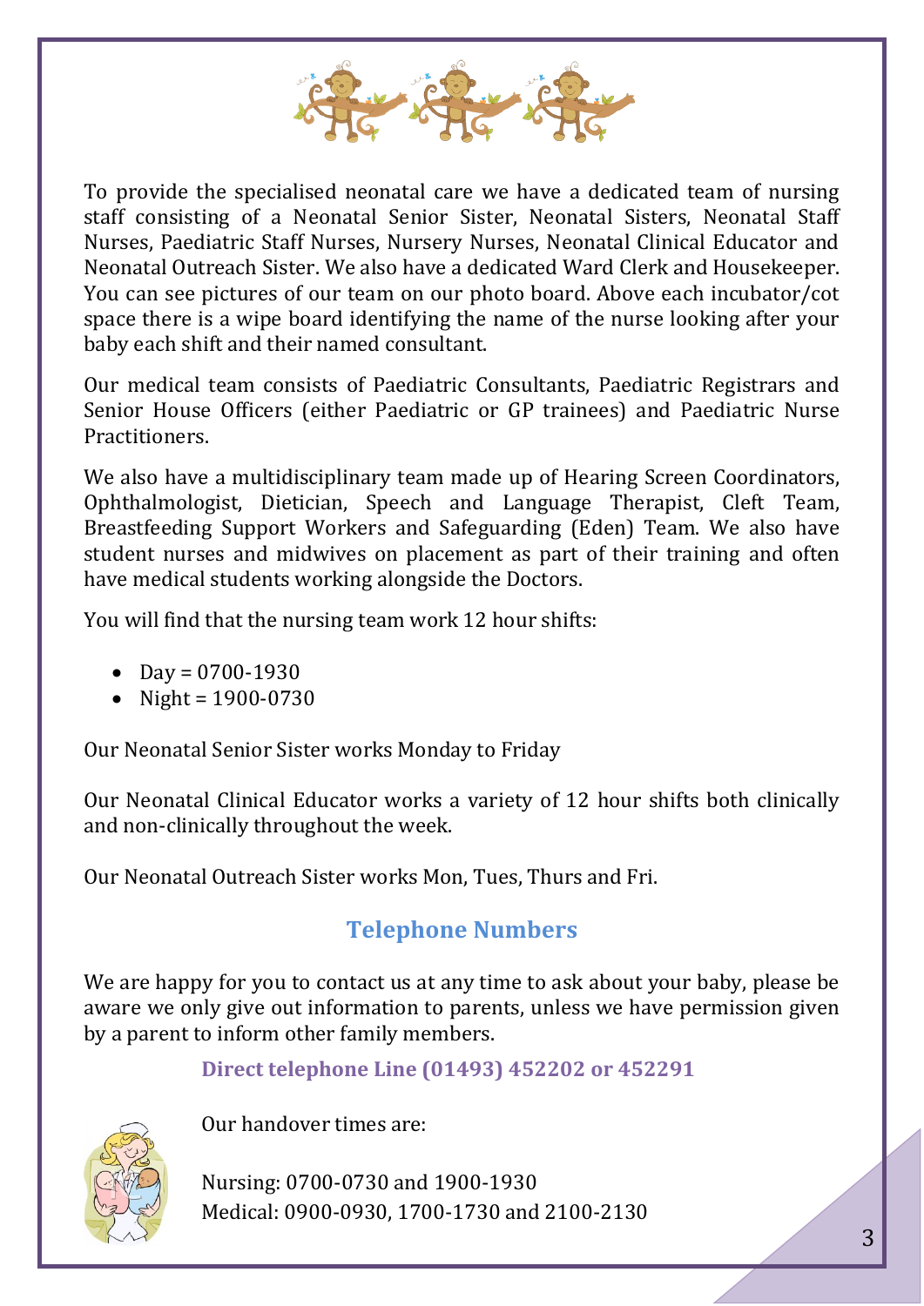To provide the specialised neonatal care we have a dedicated team of nursing staff consisting of a Neonatal Senior Sister, Neonatal Sisters, Neonatal Staff Nurses, Paediatric Staff Nurses, Nursery Nurses, Neonatal Clinical Educator and Neonatal Outreach Sister. We also have a dedicated Ward Clerk and Housekeeper. You can see pictures of our team on our photo board. Above each incubator/cot space there is a wipe board identifying the name of the nurse looking after your baby each shift and their named consultant.

Our medical team consists of Paediatric Consultants, Paediatric Registrars and Senior House Officers (either Paediatric or GP trainees) and Paediatric Nurse Practitioners.

We also have a multidisciplinary team made up of Hearing Screen Coordinators, Ophthalmologist, Dietician, Speech and Language Therapist, Cleft Team, Breastfeeding Support Workers and Safeguarding (Eden) Team. We also have student nurses and midwives on placement as part of their training and often have medical students working alongside the Doctors.

You will find that the nursing team work 12 hour shifts:

- Day = 0700-1930
- Night = 1900-0730

Our Neonatal Senior Sister works Monday to Friday

Our Neonatal Clinical Educator works a variety of 12 hour shifts both clinically and non-clinically throughout the week.

Our Neonatal Outreach Sister works Mon, Tues, Thurs and Fri.

## Telephone Numbers

We are happy for you to contact us at any time to ask about your baby, please be aware we only give out information to parents, unless we have permission given by a parent to inform other family members.

**Direct telephone Line (01493) 452202 or 452291**

Our handover times are:

Nursing: 0700-0730 and 1900-1930
Medical: 0900-0930, 1700-1730 and 2100-2130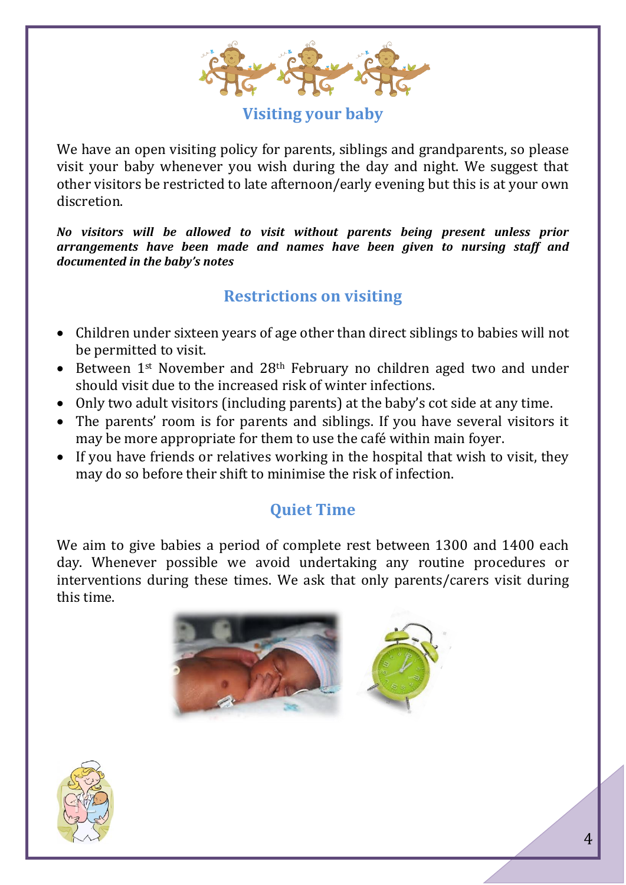## Visiting your baby

We have an open visiting policy for parents, siblings and grandparents, so please visit your baby whenever you wish during the day and night. We suggest that other visitors be restricted to late afternoon/early evening but this is at your own discretion.

***No visitors will be allowed to visit without parents being present unless prior arrangements have been made and names have been given to nursing staff and documented in the baby's notes***

## Restrictions on visiting

- Children under sixteen years of age other than direct siblings to babies will not be permitted to visit.
- Between 1st November and 28th February no children aged two and under should visit due to the increased risk of winter infections.
- Only two adult visitors (including parents) at the baby's cot side at any time.
- The parents' room is for parents and siblings. If you have several visitors it may be more appropriate for them to use the café within main foyer.
- If you have friends or relatives working in the hospital that wish to visit, they may do so before their shift to minimise the risk of infection.

## Quiet Time

We aim to give babies a period of complete rest between 1300 and 1400 each day. Whenever possible we avoid undertaking any routine procedures or interventions during these times. We ask that only parents/carers visit during this time.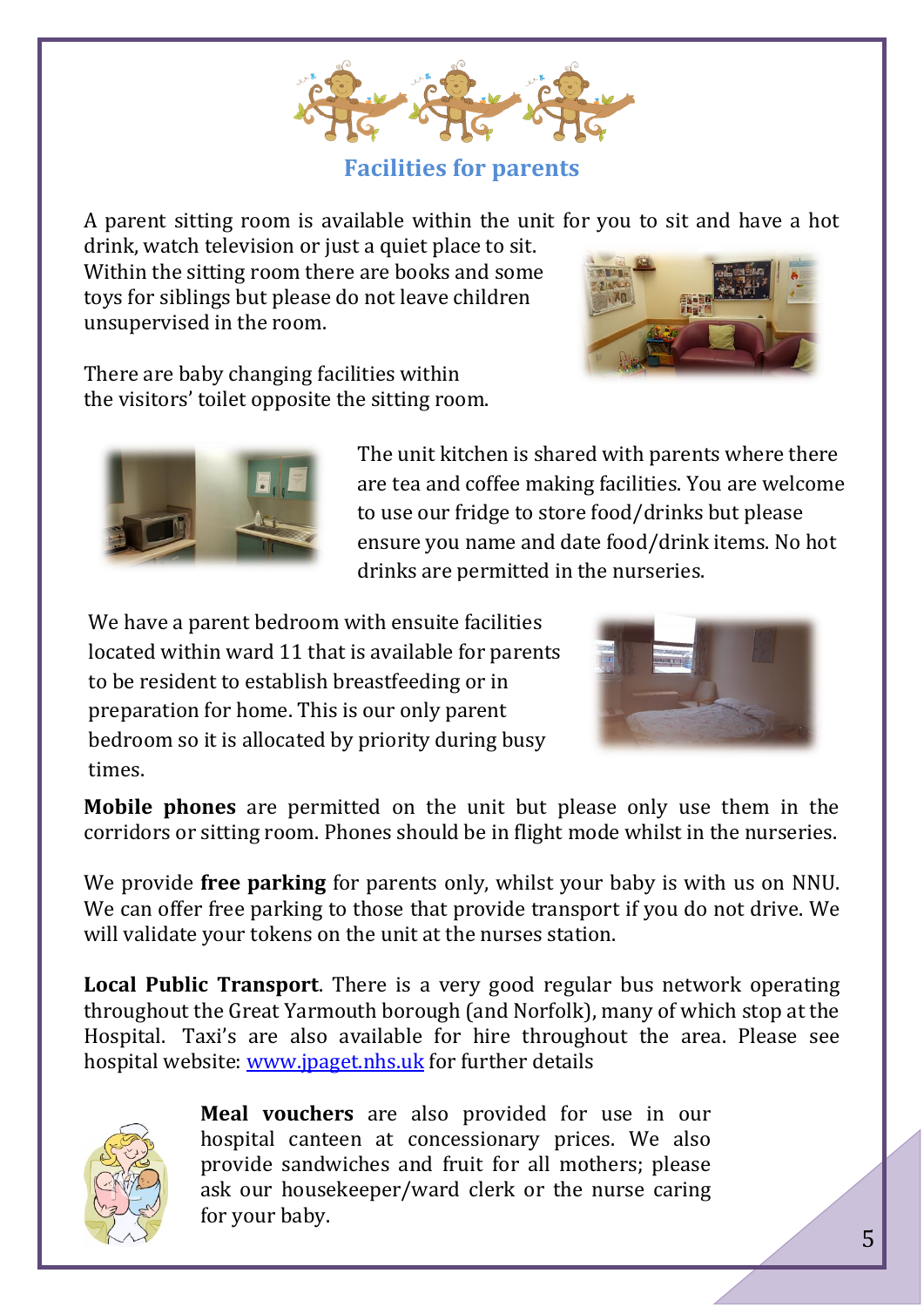## Facilities for parents

A parent sitting room is available within the unit for you to sit and have a hot drink, watch television or just a quiet place to sit. Within the sitting room there are books and some toys for siblings but please do not leave children unsupervised in the room.

There are baby changing facilities within the visitors' toilet opposite the sitting room.

The unit kitchen is shared with parents where there are tea and coffee making facilities. You are welcome to use our fridge to store food/drinks but please ensure you name and date food/drink items. No hot drinks are permitted in the nurseries.

We have a parent bedroom with ensuite facilities located within ward 11 that is available for parents to be resident to establish breastfeeding or in preparation for home. This is our only parent bedroom so it is allocated by priority during busy times.

**Mobile phones** are permitted on the unit but please only use them in the corridors or sitting room. Phones should be in flight mode whilst in the nurseries.

We provide **free parking** for parents only, whilst your baby is with us on NNU. We can offer free parking to those that provide transport if you do not drive. We will validate your tokens on the unit at the nurses station.

**Local Public Transport**. There is a very good regular bus network operating throughout the Great Yarmouth borough (and Norfolk), many of which stop at the Hospital. Taxi's are also available for hire throughout the area. Please see hospital website: [www.jpaget.nhs.uk](http://www.jpaget.nhs.uk) for further details

**Meal vouchers** are also provided for use in our hospital canteen at concessionary prices. We also provide sandwiches and fruit for all mothers; please ask our housekeeper/ward clerk or the nurse caring for your baby.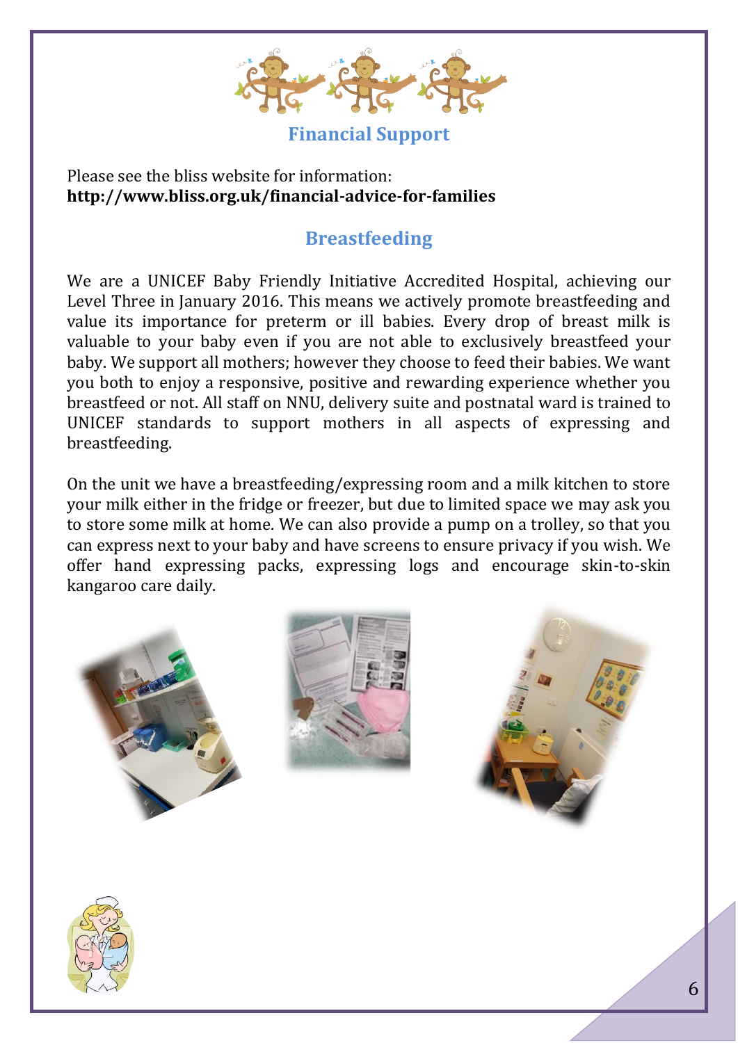## Financial Support

Please see the bliss website for information:
**http://www.bliss.org.uk/financial-advice-for-families**

## Breastfeeding

We are a UNICEF Baby Friendly Initiative Accredited Hospital, achieving our Level Three in January 2016. This means we actively promote breastfeeding and value its importance for preterm or ill babies. Every drop of breast milk is valuable to your baby even if you are not able to exclusively breastfeed your baby. We support all mothers; however they choose to feed their babies. We want you both to enjoy a responsive, positive and rewarding experience whether you breastfeed or not. All staff on NNU, delivery suite and postnatal ward is trained to UNICEF standards to support mothers in all aspects of expressing and breastfeeding.

On the unit we have a breastfeeding/expressing room and a milk kitchen to store your milk either in the fridge or freezer, but due to limited space we may ask you to store some milk at home. We can also provide a pump on a trolley, so that you can express next to your baby and have screens to ensure privacy if you wish. We offer hand expressing packs, expressing logs and encourage skin-to-skin kangaroo care daily.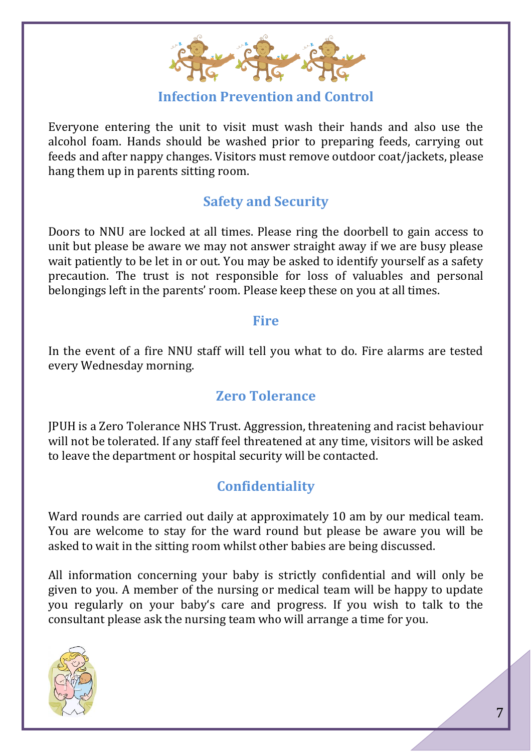## Infection Prevention and Control

Everyone entering the unit to visit must wash their hands and also use the alcohol foam. Hands should be washed prior to preparing feeds, carrying out feeds and after nappy changes. Visitors must remove outdoor coat/jackets, please hang them up in parents sitting room.

## Safety and Security

Doors to NNU are locked at all times. Please ring the doorbell to gain access to unit but please be aware we may not answer straight away if we are busy please wait patiently to be let in or out. You may be asked to identify yourself as a safety precaution. The trust is not responsible for loss of valuables and personal belongings left in the parents' room. Please keep these on you at all times.

## Fire

In the event of a fire NNU staff will tell you what to do. Fire alarms are tested every Wednesday morning.

## Zero Tolerance

JPUH is a Zero Tolerance NHS Trust. Aggression, threatening and racist behaviour will not be tolerated. If any staff feel threatened at any time, visitors will be asked to leave the department or hospital security will be contacted.

## Confidentiality

Ward rounds are carried out daily at approximately 10 am by our medical team. You are welcome to stay for the ward round but please be aware you will be asked to wait in the sitting room whilst other babies are being discussed.

All information concerning your baby is strictly confidential and will only be given to you. A member of the nursing or medical team will be happy to update you regularly on your baby's care and progress. If you wish to talk to the consultant please ask the nursing team who will arrange a time for you.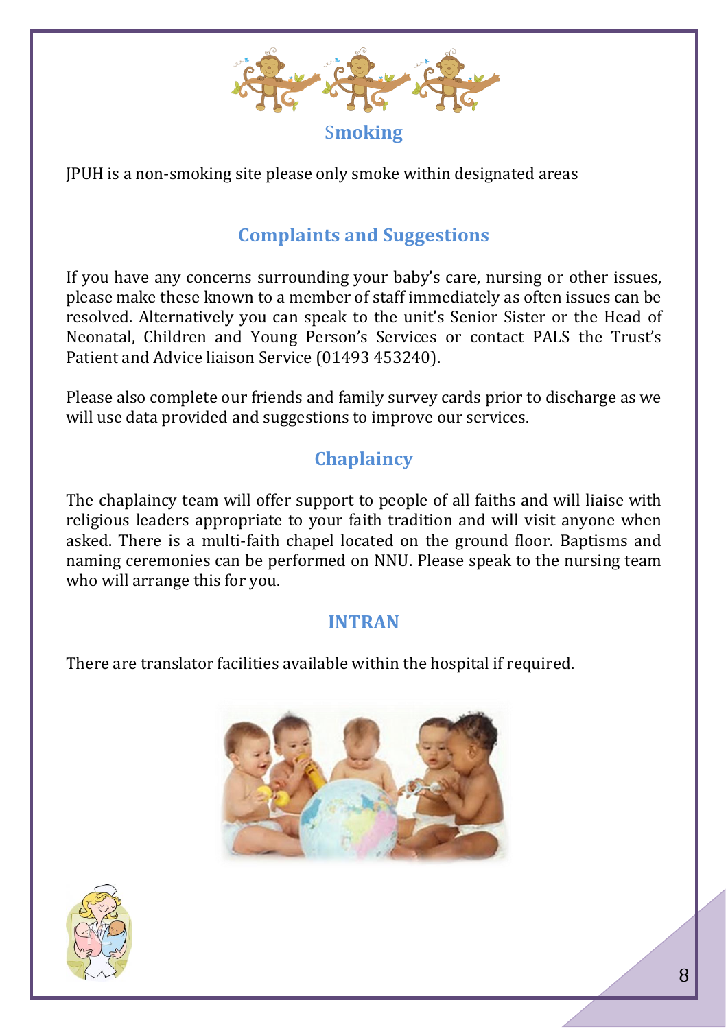## Smoking

JPUH is a non-smoking site please only smoke within designated areas

## Complaints and Suggestions

If you have any concerns surrounding your baby's care, nursing or other issues, please make these known to a member of staff immediately as often issues can be resolved. Alternatively you can speak to the unit's Senior Sister or the Head of Neonatal, Children and Young Person's Services or contact PALS the Trust's Patient and Advice liaison Service (01493 453240).

Please also complete our friends and family survey cards prior to discharge as we will use data provided and suggestions to improve our services.

## Chaplaincy

The chaplaincy team will offer support to people of all faiths and will liaise with religious leaders appropriate to your faith tradition and will visit anyone when asked. There is a multi-faith chapel located on the ground floor. Baptisms and naming ceremonies can be performed on NNU. Please speak to the nursing team who will arrange this for you.

## INTRAN

There are translator facilities available within the hospital if required.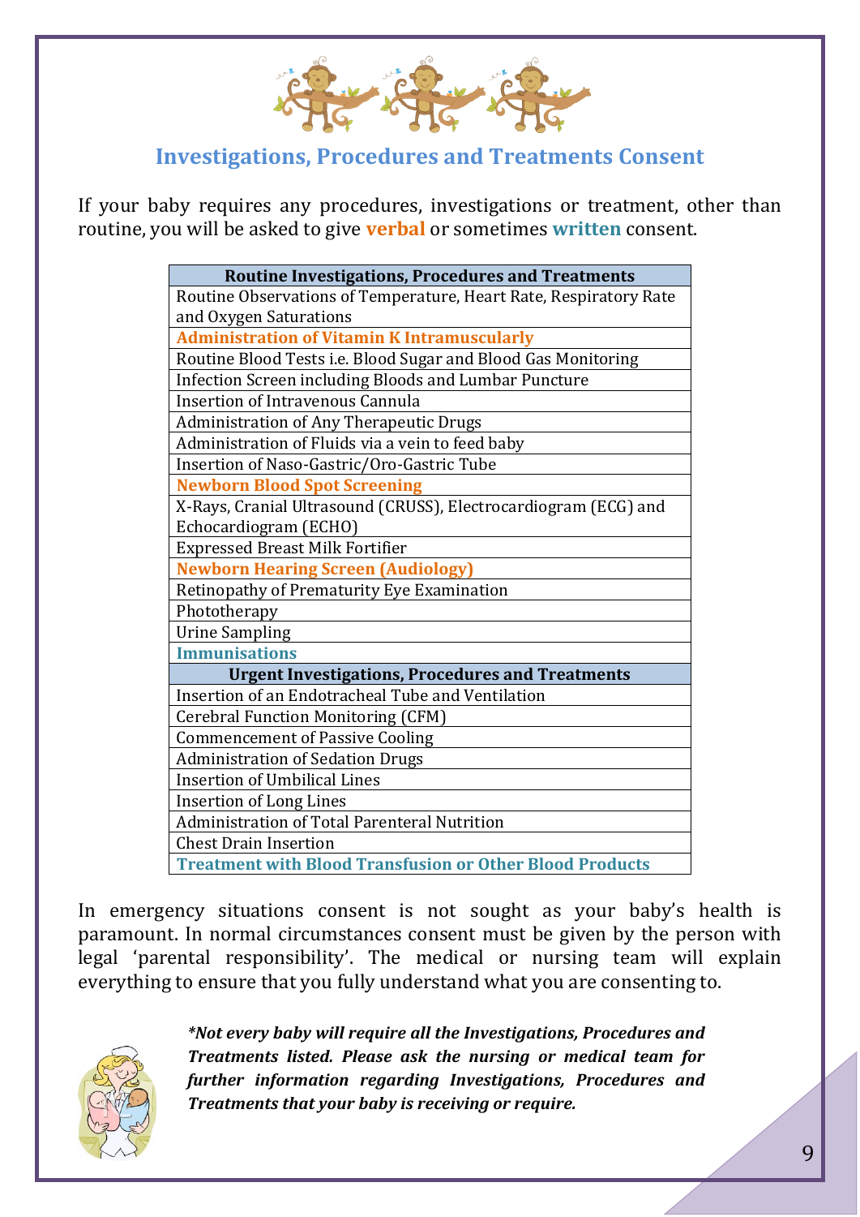## Investigations, Procedures and Treatments Consent

If your baby requires any procedures, investigations or treatment, other than routine, you will be asked to give **verbal** or sometimes **written** consent.

| Routine Investigations, Procedures and Treatments |
|---|
| Routine Observations of Temperature, Heart Rate, Respiratory Rate and Oxygen Saturations |
| **Administration of Vitamin K Intramuscularly** |
| Routine Blood Tests i.e. Blood Sugar and Blood Gas Monitoring |
| Infection Screen including Bloods and Lumbar Puncture |
| Insertion of Intravenous Cannula |
| Administration of Any Therapeutic Drugs |
| Administration of Fluids via a vein to feed baby |
| Insertion of Naso-Gastric/Oro-Gastric Tube |
| **Newborn Blood Spot Screening** |
| X-Rays, Cranial Ultrasound (CRUSS), Electrocardiogram (ECG) and Echocardiogram (ECHO) |
| Expressed Breast Milk Fortifier |
| **Newborn Hearing Screen (Audiology)** |
| Retinopathy of Prematurity Eye Examination |
| Phototherapy |
| Urine Sampling |
| **Immunisations** |
| **Urgent Investigations, Procedures and Treatments** |
| Insertion of an Endotracheal Tube and Ventilation |
| Cerebral Function Monitoring (CFM) |
| Commencement of Passive Cooling |
| Administration of Sedation Drugs |
| Insertion of Umbilical Lines |
| Insertion of Long Lines |
| Administration of Total Parenteral Nutrition |
| Chest Drain Insertion |
| **Treatment with Blood Transfusion or Other Blood Products** |

In emergency situations consent is not sought as your baby's health is paramount. In normal circumstances consent must be given by the person with legal 'parental responsibility'. The medical or nursing team will explain everything to ensure that you fully understand what you are consenting to.

***Not every baby will require all the Investigations, Procedures and Treatments listed. Please ask the nursing or medical team for further information regarding Investigations, Procedures and Treatments that your baby is receiving or require.***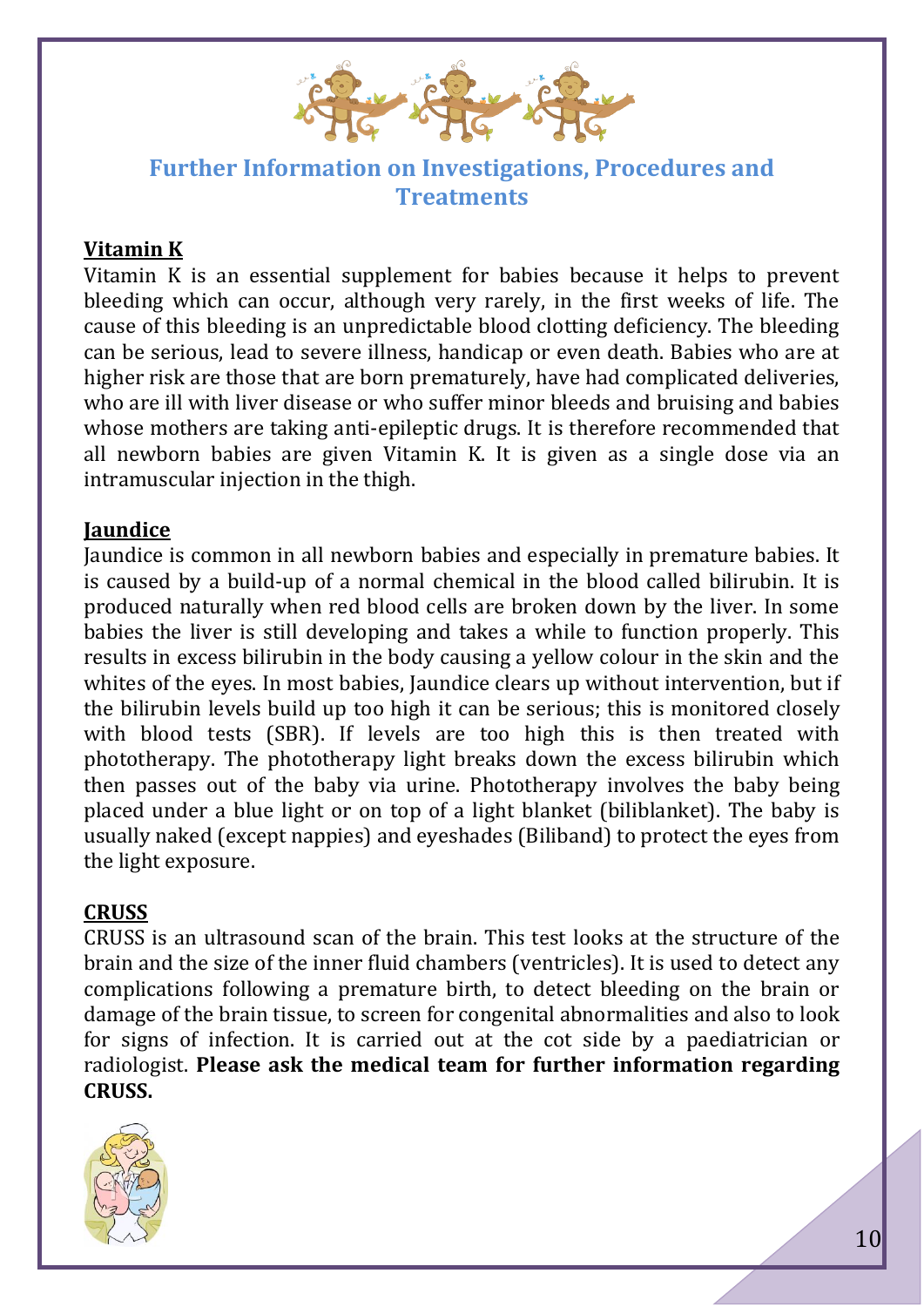## Further Information on Investigations, Procedures and Treatments

**Vitamin K**

Vitamin K is an essential supplement for babies because it helps to prevent bleeding which can occur, although very rarely, in the first weeks of life. The cause of this bleeding is an unpredictable blood clotting deficiency. The bleeding can be serious, lead to severe illness, handicap or even death. Babies who are at higher risk are those that are born prematurely, have had complicated deliveries, who are ill with liver disease or who suffer minor bleeds and bruising and babies whose mothers are taking anti-epileptic drugs. It is therefore recommended that all newborn babies are given Vitamin K. It is given as a single dose via an intramuscular injection in the thigh.

**Jaundice**

Jaundice is common in all newborn babies and especially in premature babies. It is caused by a build-up of a normal chemical in the blood called bilirubin. It is produced naturally when red blood cells are broken down by the liver. In some babies the liver is still developing and takes a while to function properly. This results in excess bilirubin in the body causing a yellow colour in the skin and the whites of the eyes. In most babies, Jaundice clears up without intervention, but if the bilirubin levels build up too high it can be serious; this is monitored closely with blood tests (SBR). If levels are too high this is then treated with phototherapy. The phototherapy light breaks down the excess bilirubin which then passes out of the baby via urine. Phototherapy involves the baby being placed under a blue light or on top of a light blanket (biliblanket). The baby is usually naked (except nappies) and eyeshades (Biliband) to protect the eyes from the light exposure.

**CRUSS**

CRUSS is an ultrasound scan of the brain. This test looks at the structure of the brain and the size of the inner fluid chambers (ventricles). It is used to detect any complications following a premature birth, to detect bleeding on the brain or damage of the brain tissue, to screen for congenital abnormalities and also to look for signs of infection. It is carried out at the cot side by a paediatrician or radiologist. **Please ask the medical team for further information regarding CRUSS.**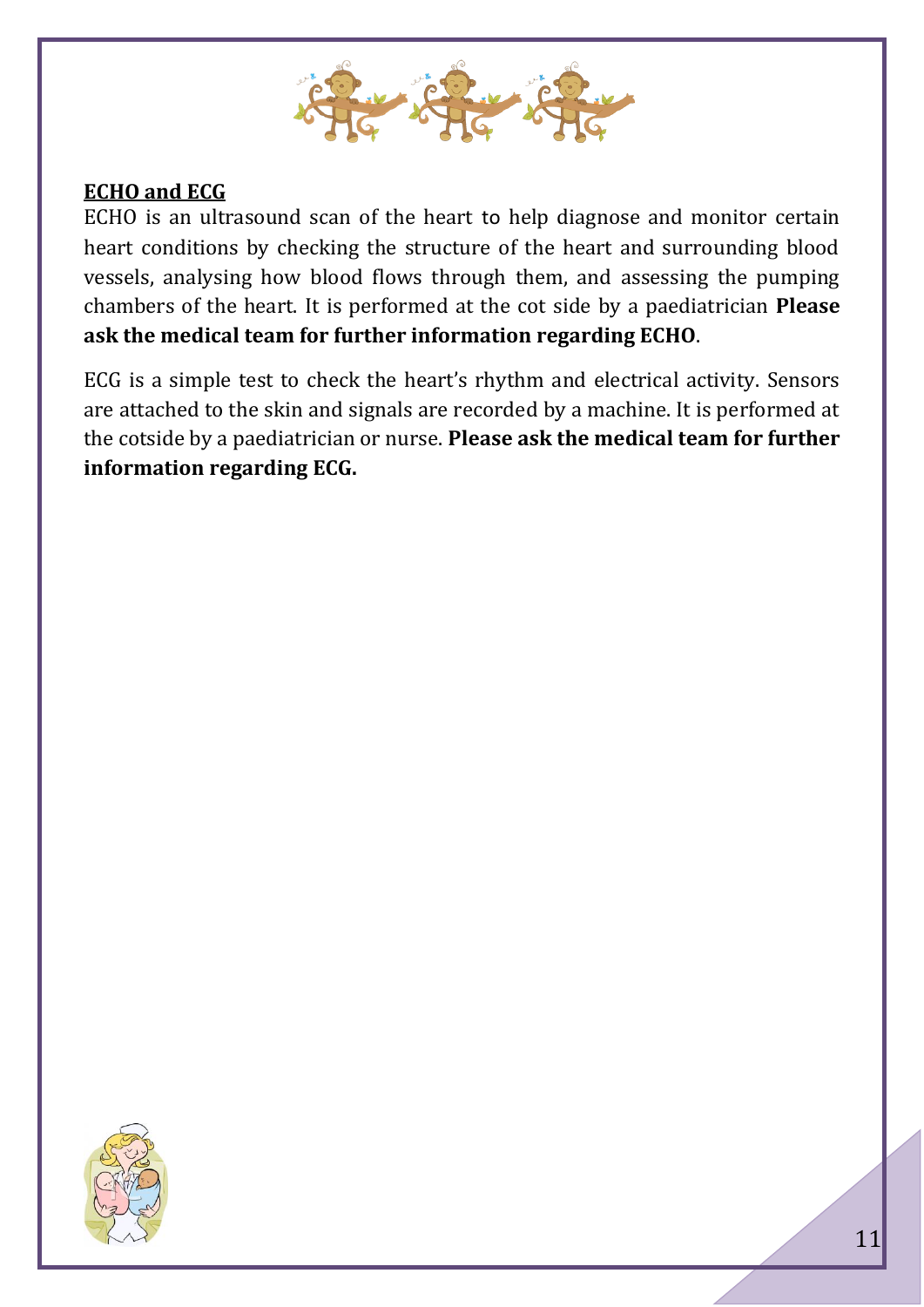## ECHO and ECG

ECHO is an ultrasound scan of the heart to help diagnose and monitor certain heart conditions by checking the structure of the heart and surrounding blood vessels, analysing how blood flows through them, and assessing the pumping chambers of the heart. It is performed at the cot side by a paediatrician **Please ask the medical team for further information regarding ECHO**.

ECG is a simple test to check the heart's rhythm and electrical activity. Sensors are attached to the skin and signals are recorded by a machine. It is performed at the cotside by a paediatrician or nurse. **Please ask the medical team for further information regarding ECG.**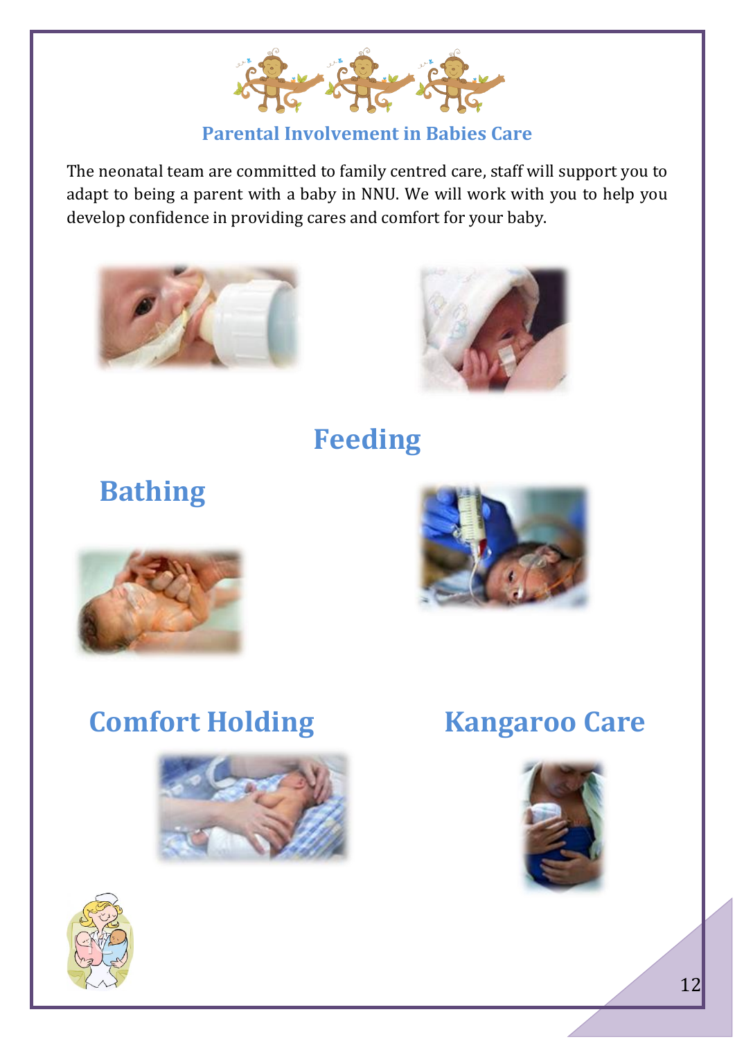## Parental Involvement in Babies Care

The neonatal team are committed to family centred care, staff will support you to adapt to being a parent with a baby in NNU. We will work with you to help you develop confidence in providing cares and comfort for your baby.

## Feeding

## Bathing

## Comfort Holding

## Kangaroo Care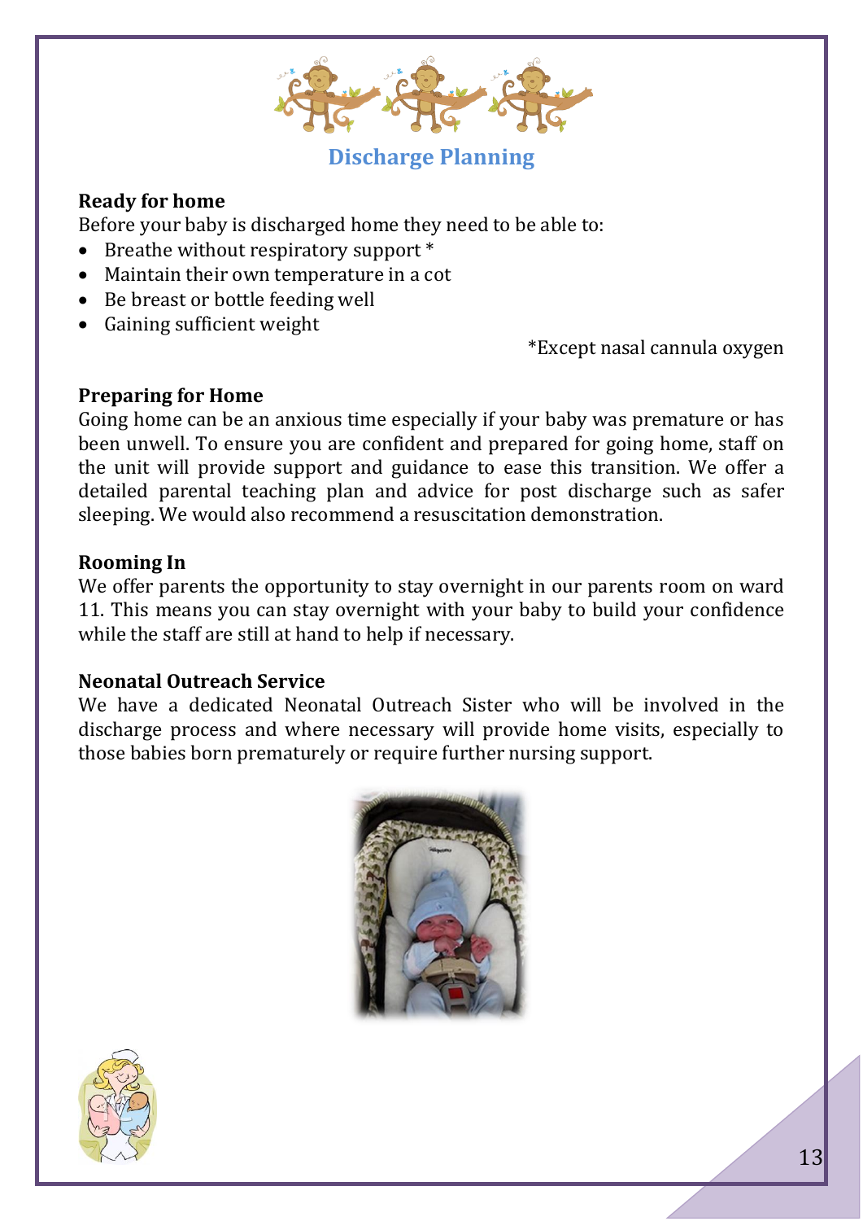# Discharge Planning

**Ready for home**

Before your baby is discharged home they need to be able to:

- Breathe without respiratory support *
- Maintain their own temperature in a cot
- Be breast or bottle feeding well
- Gaining sufficient weight

*Except nasal cannula oxygen

**Preparing for Home**

Going home can be an anxious time especially if your baby was premature or has been unwell. To ensure you are confident and prepared for going home, staff on the unit will provide support and guidance to ease this transition. We offer a detailed parental teaching plan and advice for post discharge such as safer sleeping. We would also recommend a resuscitation demonstration.

**Rooming In**

We offer parents the opportunity to stay overnight in our parents room on ward 11. This means you can stay overnight with your baby to build your confidence while the staff are still at hand to help if necessary.

**Neonatal Outreach Service**

We have a dedicated Neonatal Outreach Sister who will be involved in the discharge process and where necessary will provide home visits, especially to those babies born prematurely or require further nursing support.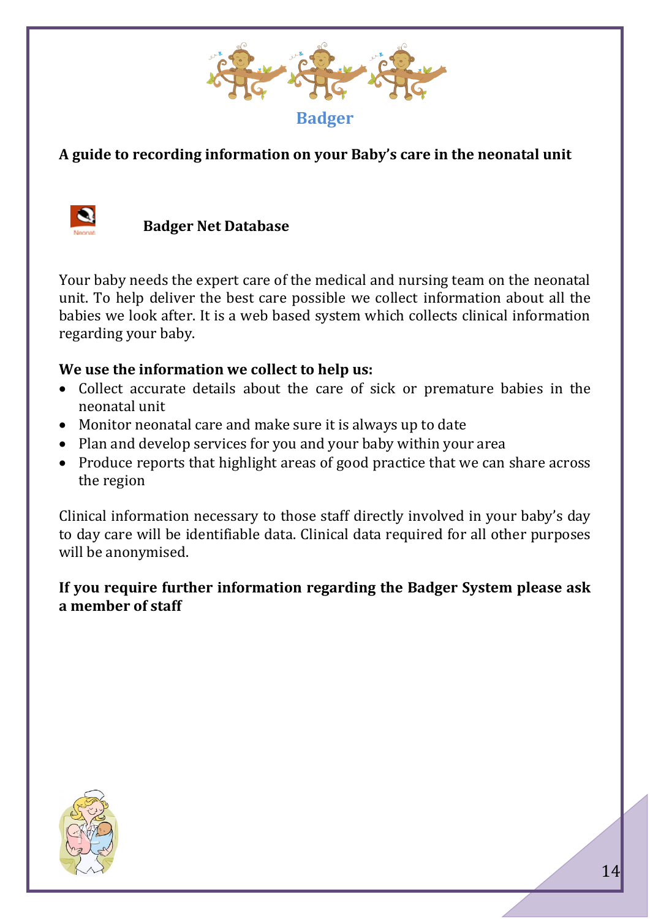# Badger

**A guide to recording information on your Baby's care in the neonatal unit**

## Badger Net Database

Your baby needs the expert care of the medical and nursing team on the neonatal unit. To help deliver the best care possible we collect information about all the babies we look after. It is a web based system which collects clinical information regarding your baby.

**We use the information we collect to help us:**

- Collect accurate details about the care of sick or premature babies in the neonatal unit
- Monitor neonatal care and make sure it is always up to date
- Plan and develop services for you and your baby within your area
- Produce reports that highlight areas of good practice that we can share across the region

Clinical information necessary to those staff directly involved in your baby's day to day care will be identifiable data. Clinical data required for all other purposes will be anonymised.

**If you require further information regarding the Badger System please ask a member of staff**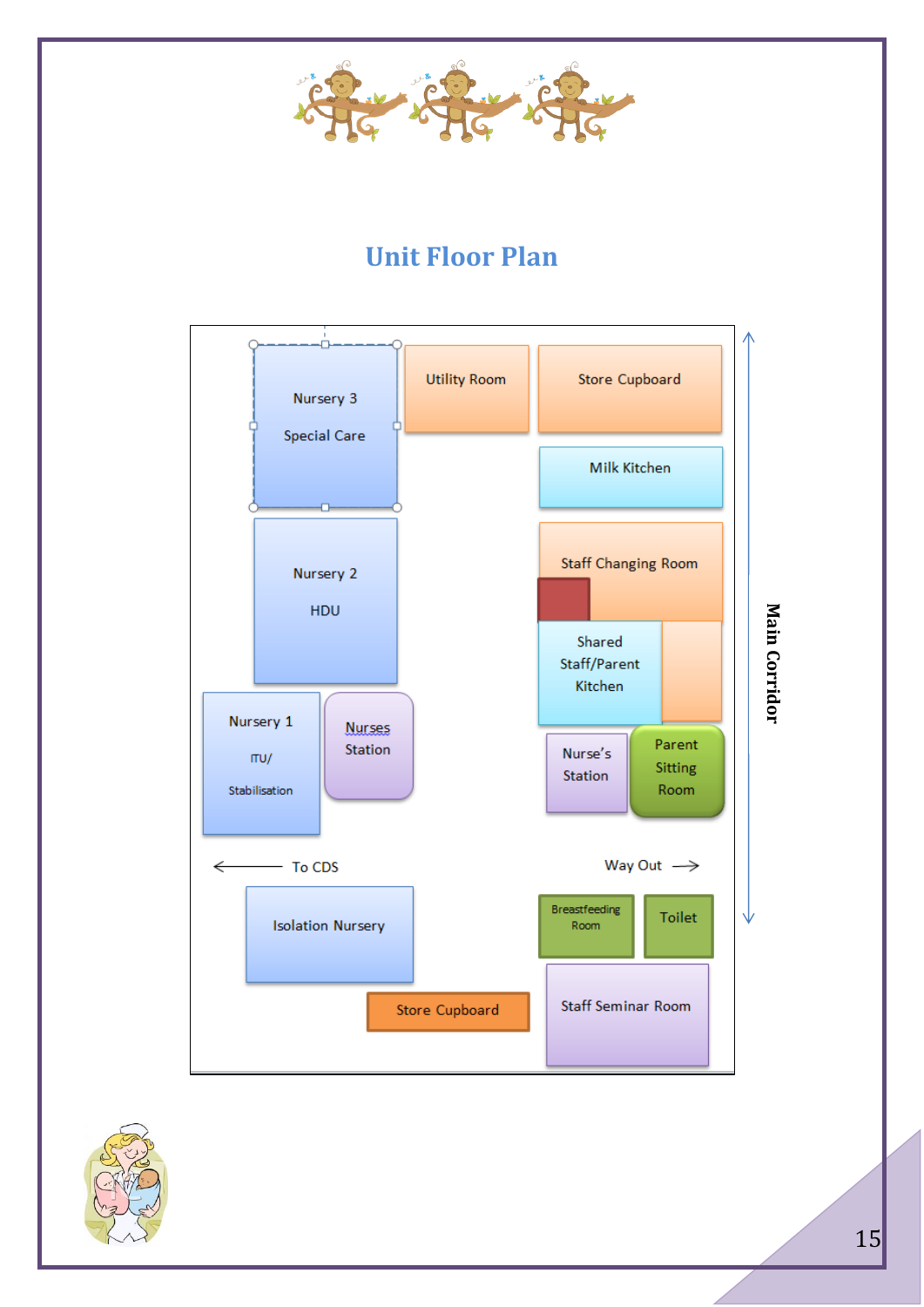# Unit Floor Plan

Nursery 3

Special Care

Utility Room

Store Cupboard

Milk Kitchen

Nursery 2

HDU

Staff Changing Room

Shared Staff/Parent Kitchen

Nursery 1

ITU/

Stabilisation

Nurses Station

Nurse's Station

Parent Sitting Room

Main Corridor

← To CDS

Way Out →

Isolation Nursery

Breastfeeding Room

Toilet

Store Cupboard

Staff Seminar Room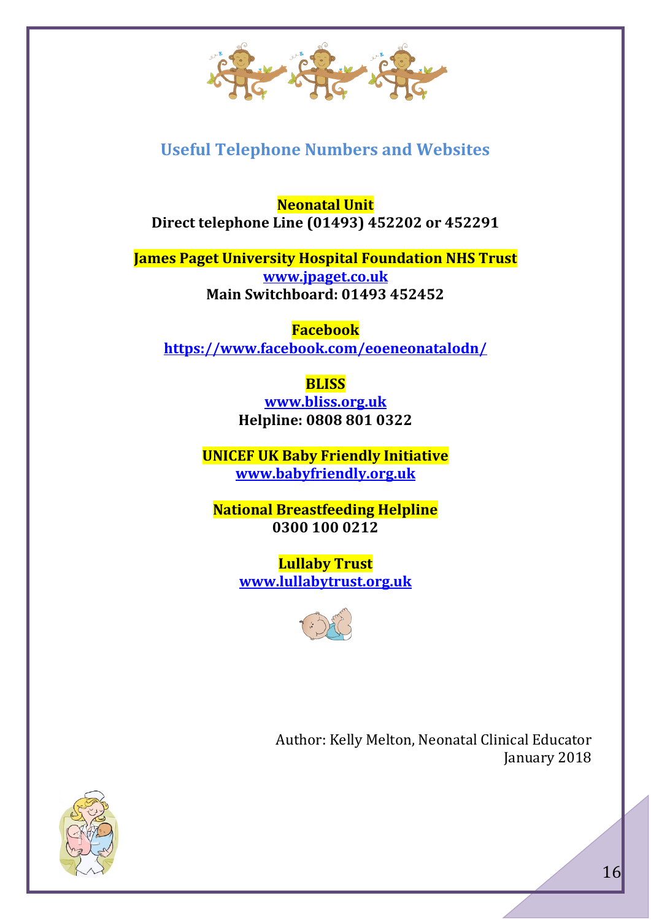## Useful Telephone Numbers and Websites

**Neonatal Unit**
**Direct telephone Line (01493) 452202 or 452291**

**James Paget University Hospital Foundation NHS Trust**
**www.jpaget.co.uk**
**Main Switchboard: 01493 452452**

**Facebook**
**https://www.facebook.com/eoeneonatalodn/**

**BLISS**
**www.bliss.org.uk**
**Helpline: 0808 801 0322**

**UNICEF UK Baby Friendly Initiative**
**www.babyfriendly.org.uk**

**National Breastfeeding Helpline**
**0300 100 0212**

**Lullaby Trust**
**www.lullabytrust.org.uk**

Author: Kelly Melton, Neonatal Clinical Educator
January 2018